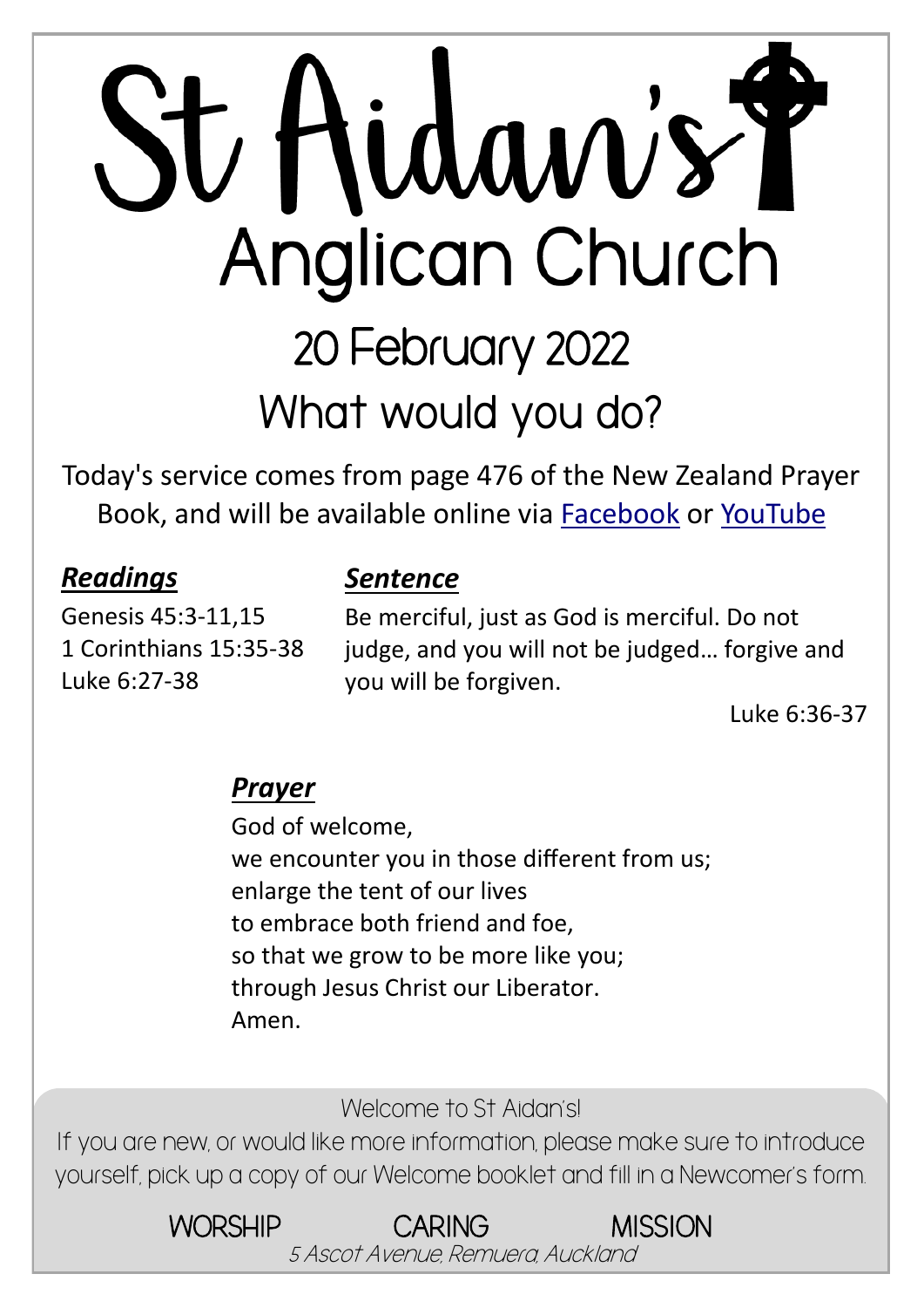# St Aidan's

## Anglican Church

## 20 February 2022

## What would you do?

Today's service comes from page 476 of the New Zealand Prayer Book, and will be available online via [Facebook]() or [YouTube]()

### *Readings*

Genesis 45:3-11,15
1 Corinthians 15:35-38
Luke 6:27-38

### *Sentence*

Be merciful, just as God is merciful. Do not judge, and you will not be judged… forgive and you will be forgiven.

Luke 6:36-37

### *Prayer*

God of welcome,
we encounter you in those different from us;
enlarge the tent of our lives
to embrace both friend and foe,
so that we grow to be more like you;
through Jesus Christ our Liberator.
Amen.

Welcome to St Aidan's!
If you are new, or would like more information, please make sure to introduce yourself, pick up a copy of our Welcome booklet and fill in a Newcomer's form.

WORSHIP CARING MISSION

*5 Ascot Avenue, Remuera, Auckland*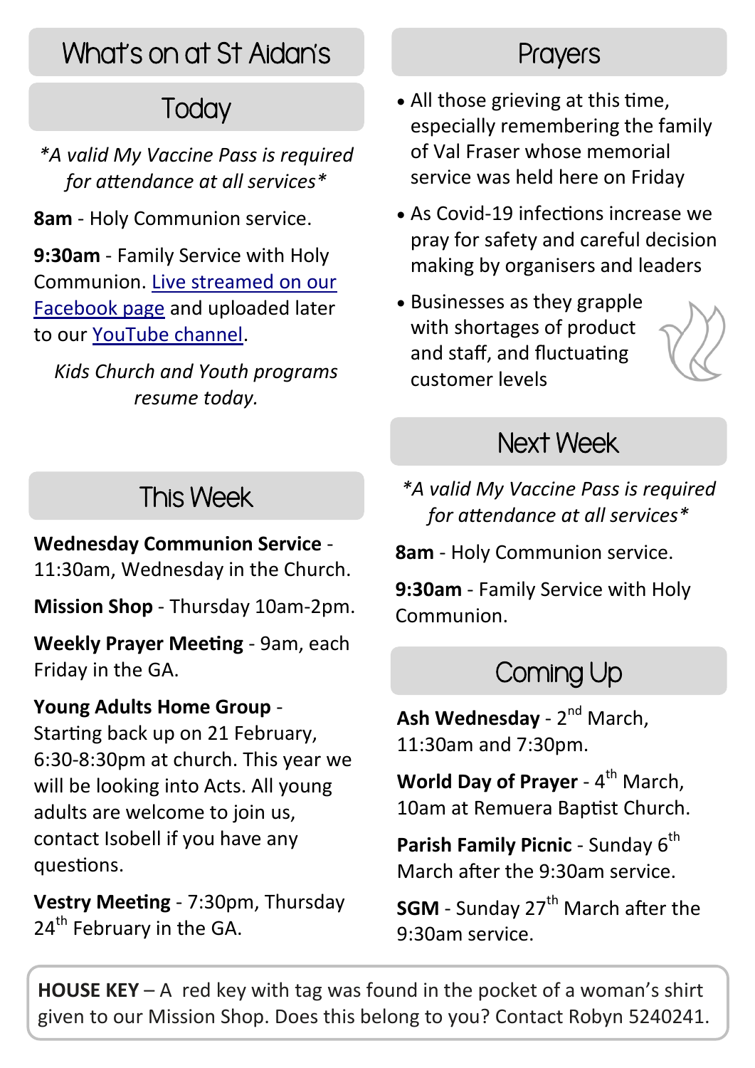## What's on at St Aidan's

### Today

*\*A valid My Vaccine Pass is required for attendance at all services\**

**8am** - Holy Communion service.

**9:30am** - Family Service with Holy Communion. Live streamed on our Facebook page and uploaded later to our YouTube channel.

*Kids Church and Youth programs resume today.*

### This Week

**Wednesday Communion Service** - 11:30am, Wednesday in the Church.

**Mission Shop** - Thursday 10am-2pm.

**Weekly Prayer Meeting** - 9am, each Friday in the GA.

**Young Adults Home Group** - Starting back up on 21 February, 6:30-8:30pm at church. This year we will be looking into Acts. All young adults are welcome to join us, contact Isobell if you have any questions.

**Vestry Meeting** - 7:30pm, Thursday 24th February in the GA.

## Prayers

- All those grieving at this time, especially remembering the family of Val Fraser whose memorial service was held here on Friday
- As Covid-19 infections increase we pray for safety and careful decision making by organisers and leaders
- Businesses as they grapple with shortages of product and staff, and fluctuating customer levels

### Next Week

*\*A valid My Vaccine Pass is required for attendance at all services\**

**8am** - Holy Communion service.

**9:30am** - Family Service with Holy Communion.

### Coming Up

**Ash Wednesday** - 2nd March, 11:30am and 7:30pm.

**World Day of Prayer** - 4th March, 10am at Remuera Baptist Church.

**Parish Family Picnic** - Sunday 6th March after the 9:30am service.

**SGM** - Sunday 27th March after the 9:30am service.

**HOUSE KEY** – A red key with tag was found in the pocket of a woman's shirt given to our Mission Shop. Does this belong to you? Contact Robyn 5240241.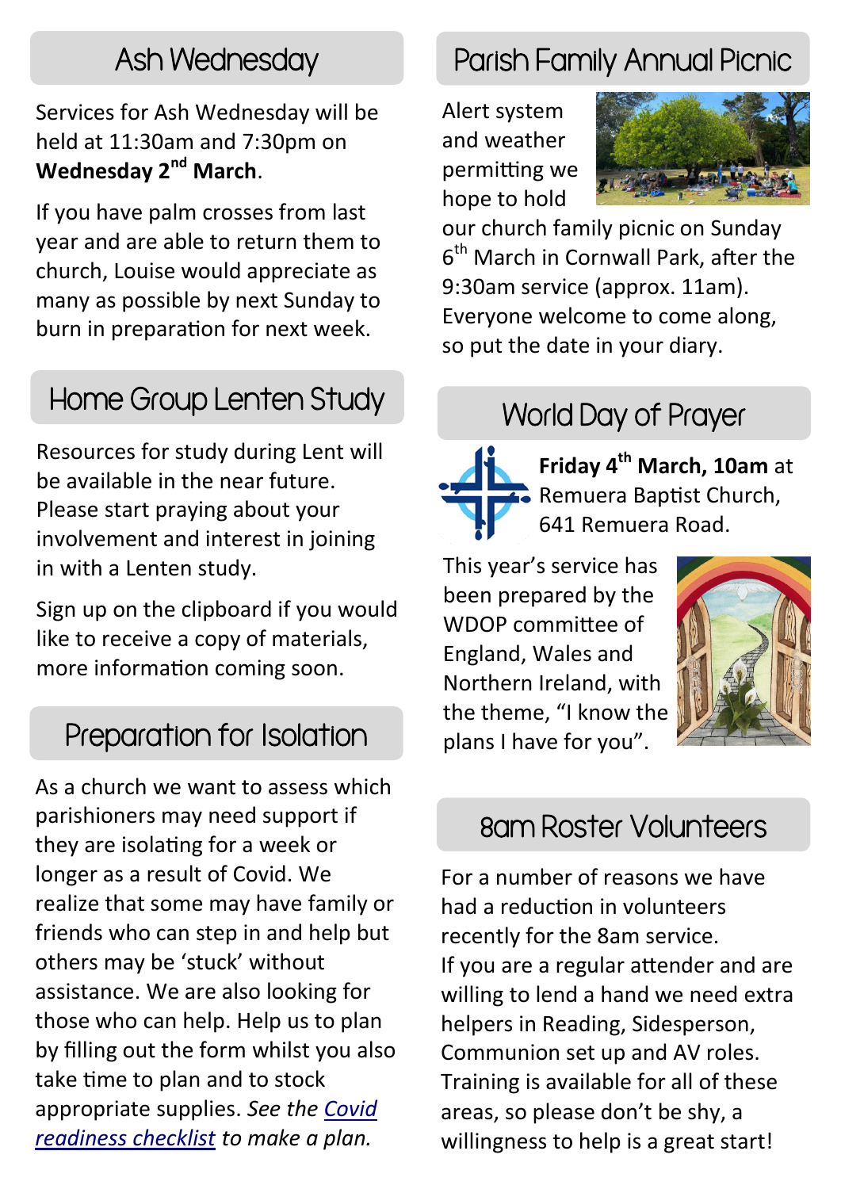## Ash Wednesday

Services for Ash Wednesday will be held at 11:30am and 7:30pm on **Wednesday 2nd March**.

If you have palm crosses from last year and are able to return them to church, Louise would appreciate as many as possible by next Sunday to burn in preparation for next week.

## Home Group Lenten Study

Resources for study during Lent will be available in the near future. Please start praying about your involvement and interest in joining in with a Lenten study.

Sign up on the clipboard if you would like to receive a copy of materials, more information coming soon.

## Preparation for Isolation

As a church we want to assess which parishioners may need support if they are isolating for a week or longer as a result of Covid. We realize that some may have family or friends who can step in and help but others may be 'stuck' without assistance. We are also looking for those who can help. Help us to plan by filling out the form whilst you also take time to plan and to stock appropriate supplies. *See the Covid readiness checklist to make a plan.*

## Parish Family Annual Picnic

Alert system and weather permitting we hope to hold our church family picnic on Sunday 6th March in Cornwall Park, after the 9:30am service (approx. 11am). Everyone welcome to come along, so put the date in your diary.

## World Day of Prayer

**Friday 4th March, 10am** at Remuera Baptist Church, 641 Remuera Road.

This year's service has been prepared by the WDOP committee of England, Wales and Northern Ireland, with the theme, "I know the plans I have for you".

## 8am Roster Volunteers

For a number of reasons we have had a reduction in volunteers recently for the 8am service.
If you are a regular attender and are willing to lend a hand we need extra helpers in Reading, Sidesperson, Communion set up and AV roles. Training is available for all of these areas, so please don't be shy, a willingness to help is a great start!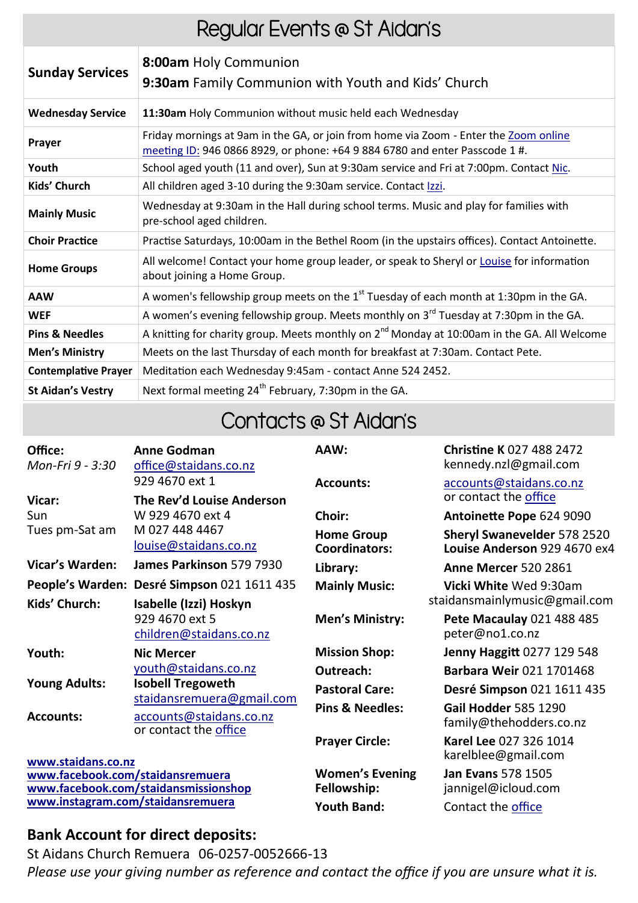# Regular Events @ St Aidan's

| | |
|---|---|
| **Sunday Services** | **8:00am** Holy Communion<br>**9:30am** Family Communion with Youth and Kids' Church |
| **Wednesday Service** | **11:30am** Holy Communion without music held each Wednesday |
| **Prayer** | Friday mornings at 9am in the GA, or join from home via Zoom - Enter the Zoom online meeting ID: 946 0866 8929, or phone: +64 9 884 6780 and enter Passcode 1 #. |
| **Youth** | School aged youth (11 and over), Sun at 9:30am service and Fri at 7:00pm. Contact Nic. |
| **Kids' Church** | All children aged 3-10 during the 9:30am service. Contact Izzi. |
| **Mainly Music** | Wednesday at 9:30am in the Hall during school terms. Music and play for families with pre-school aged children. |
| **Choir Practice** | Practise Saturdays, 10:00am in the Bethel Room (in the upstairs offices). Contact Antoinette. |
| **Home Groups** | All welcome! Contact your home group leader, or speak to Sheryl or Louise for information about joining a Home Group. |
| **AAW** | A women's fellowship group meets on the 1st Tuesday of each month at 1:30pm in the GA. |
| **WEF** | A women's evening fellowship group. Meets monthly on 3rd Tuesday at 7:30pm in the GA. |
| **Pins & Needles** | A knitting for charity group. Meets monthly on 2nd Monday at 10:00am in the GA. All Welcome |
| **Men's Ministry** | Meets on the last Thursday of each month for breakfast at 7:30am. Contact Pete. |
| **Contemplative Prayer** | Meditation each Wednesday 9:45am - contact Anne 524 2452. |
| **St Aidan's Vestry** | Next formal meeting 24th February, 7:30pm in the GA. |

# Contacts @ St Aidan's

| | |
|---|---|
| **Office:**<br>*Mon-Fri 9 - 3:30* | **Anne Godman**<br>office@staidans.co.nz<br>929 4670 ext 1 |
| **Vicar:**<br>Sun<br>Tues pm-Sat am | **The Rev'd Louise Anderson**<br>W 929 4670 ext 4<br>M 027 448 4467<br>louise@staidans.co.nz |
| **Vicar's Warden:** | **James Parkinson** 579 7930 |
| **People's Warden:** | **Desré Simpson** 021 1611 435 |
| **Kids' Church:** | **Isabelle (Izzi) Hoskyn**<br>929 4670 ext 5<br>children@staidans.co.nz |
| **Youth:** | **Nic Mercer**<br>youth@staidans.co.nz |
| **Young Adults:** | **Isobell Tregoweth**<br>staidansremuera@gmail.com |
| **Accounts:** | accounts@staidans.co.nz<br>or contact the office |

**www.staidans.co.nz**
**www.facebook.com/staidansremuera**
**www.facebook.com/staidansmissionshop**
**www.instagram.com/staidansremuera**

| | |
|---|---|
| **AAW:** | **Christine K** 027 488 2472<br>kennedy.nzl@gmail.com |
| **Accounts:** | accounts@staidans.co.nz<br>or contact the office |
| **Choir:** | **Antoinette Pope** 624 9090 |
| **Home Group Coordinators:** | **Sheryl Swanevelder** 578 2520<br>**Louise Anderson** 929 4670 ex4 |
| **Library:** | **Anne Mercer** 520 2861 |
| **Mainly Music:** | **Vicki White** Wed 9:30am<br>staidansmainlymusic@gmail.com |
| **Men's Ministry:** | **Pete Macaulay** 021 488 485<br>peter@no1.co.nz |
| **Mission Shop:** | **Jenny Haggitt** 0277 129 548 |
| **Outreach:** | **Barbara Weir** 021 1701468 |
| **Pastoral Care:** | **Desré Simpson** 021 1611 435 |
| **Pins & Needles:** | **Gail Hodder** 585 1290<br>family@thehodders.co.nz |
| **Prayer Circle:** | **Karel Lee** 027 326 1014<br>karelblee@gmail.com |
| **Women's Evening Fellowship:** | **Jan Evans** 578 1505<br>jannigel@icloud.com |
| **Youth Band:** | Contact the office |

## Bank Account for direct deposits:

St Aidans Church Remuera 06-0257-0052666-13

*Please use your giving number as reference and contact the office if you are unsure what it is.*